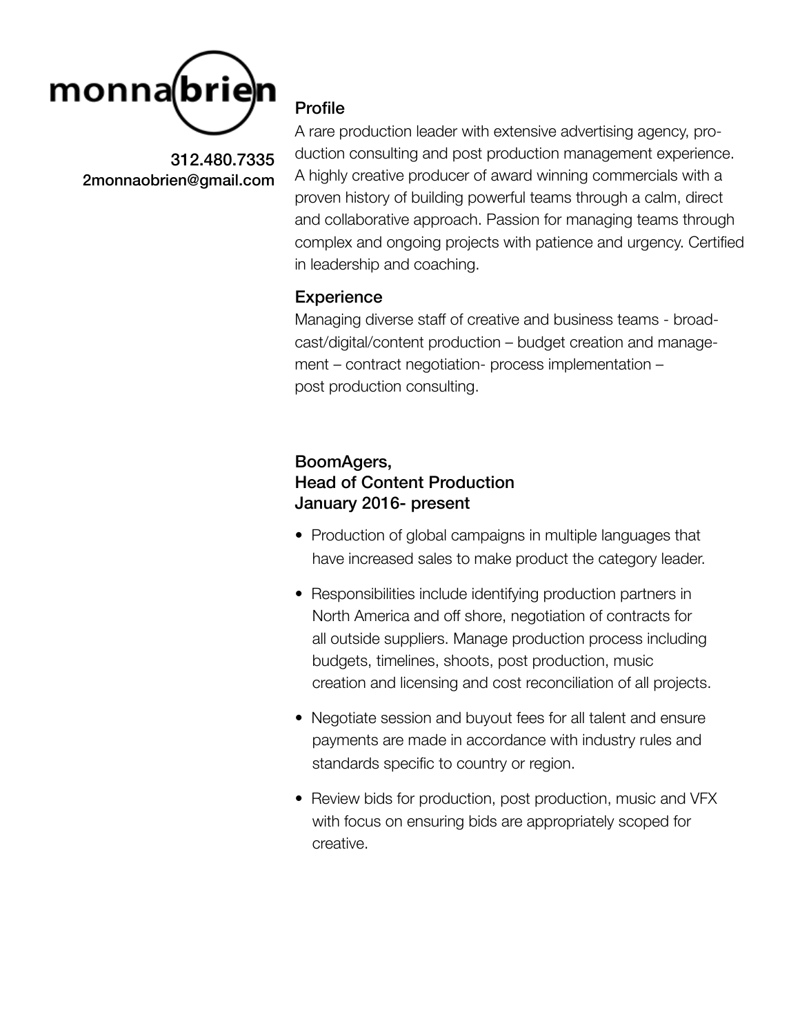# monna brien

312.480.7335
2monnaobrien@gmail.com

## Profile

A rare production leader with extensive advertising agency, production consulting and post production management experience. A highly creative producer of award winning commercials with a proven history of building powerful teams through a calm, direct and collaborative approach. Passion for managing teams through complex and ongoing projects with patience and urgency. Certified in leadership and coaching.

## Experience

Managing diverse staff of creative and business teams - broadcast/digital/content production – budget creation and management – contract negotiation- process implementation – post production consulting.

### BoomAgers, Head of Content Production January 2016- present

- Production of global campaigns in multiple languages that have increased sales to make product the category leader.
- Responsibilities include identifying production partners in North America and off shore, negotiation of contracts for all outside suppliers. Manage production process including budgets, timelines, shoots, post production, music creation and licensing and cost reconciliation of all projects.
- Negotiate session and buyout fees for all talent and ensure payments are made in accordance with industry rules and standards specific to country or region.
- Review bids for production, post production, music and VFX with focus on ensuring bids are appropriately scoped for creative.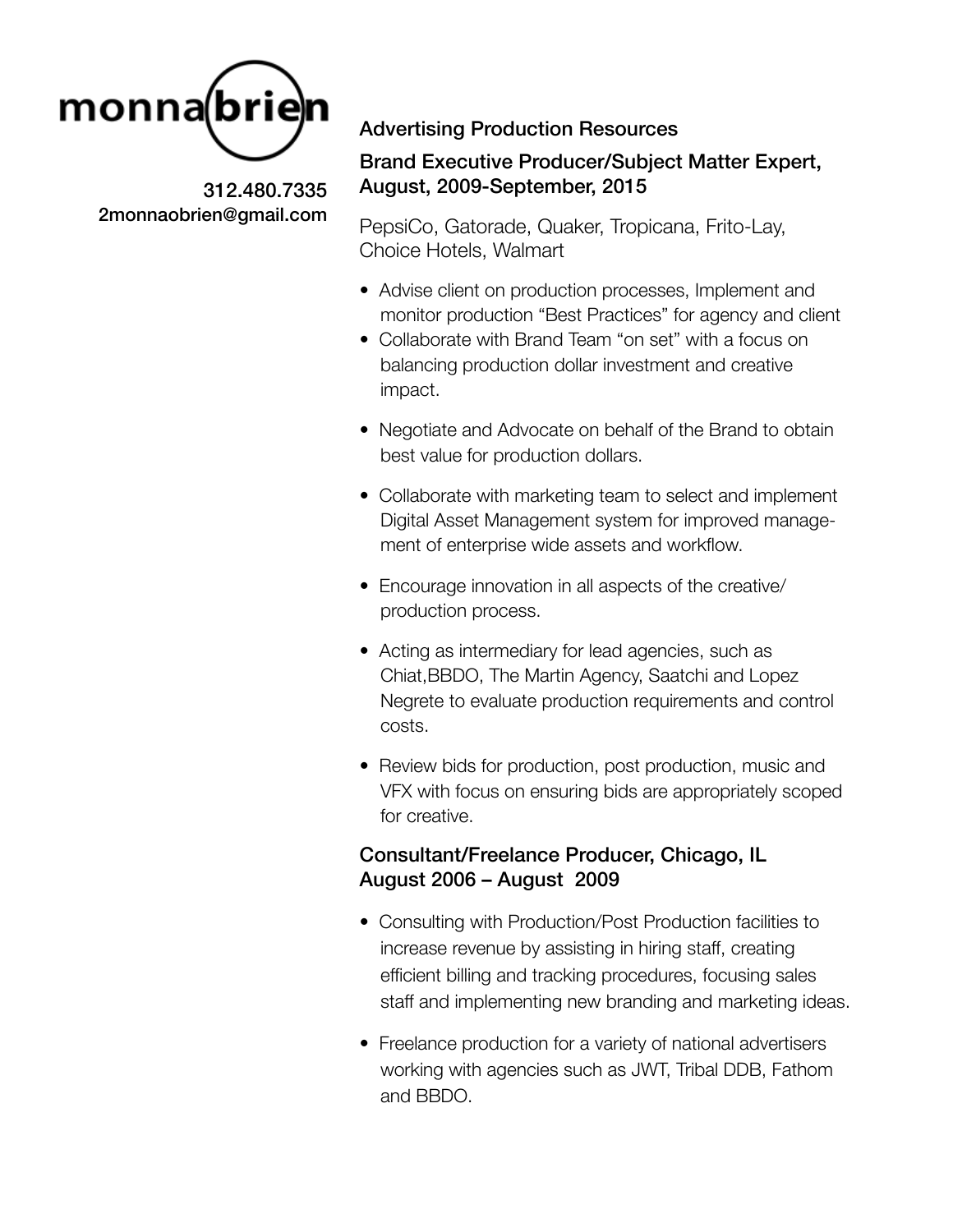monnabrien

312.480.7335
2monnaobrien@gmail.com

Advertising Production Resources

### Brand Executive Producer/Subject Matter Expert, August, 2009-September, 2015

PepsiCo, Gatorade, Quaker, Tropicana, Frito-Lay, Choice Hotels, Walmart

- Advise client on production processes, Implement and monitor production “Best Practices” for agency and client
- Collaborate with Brand Team “on set” with a focus on balancing production dollar investment and creative impact.
- Negotiate and Advocate on behalf of the Brand to obtain best value for production dollars.
- Collaborate with marketing team to select and implement Digital Asset Management system for improved management of enterprise wide assets and workflow.
- Encourage innovation in all aspects of the creative/ production process.
- Acting as intermediary for lead agencies, such as Chiat,BBDO, The Martin Agency, Saatchi and Lopez Negrete to evaluate production requirements and control costs.
- Review bids for production, post production, music and VFX with focus on ensuring bids are appropriately scoped for creative.

### Consultant/Freelance Producer, Chicago, IL August 2006 – August 2009

- Consulting with Production/Post Production facilities to increase revenue by assisting in hiring staff, creating efficient billing and tracking procedures, focusing sales staff and implementing new branding and marketing ideas.
- Freelance production for a variety of national advertisers working with agencies such as JWT, Tribal DDB, Fathom and BBDO.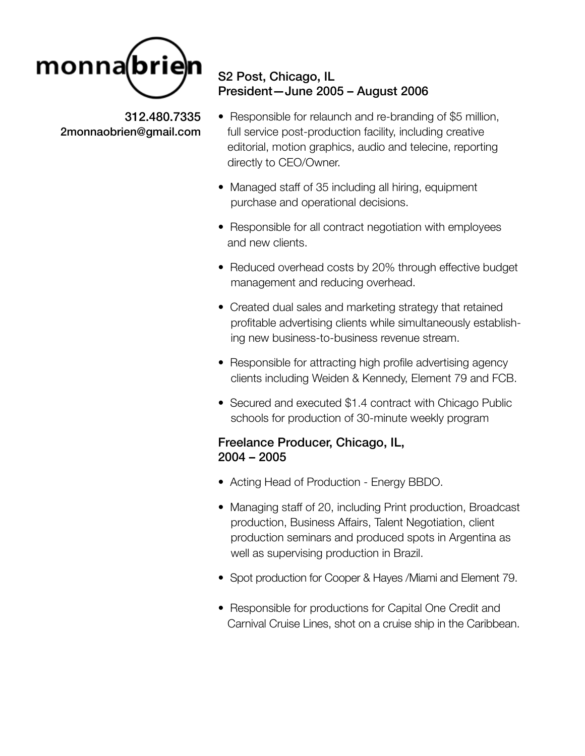# monnaobrien

312.480.7335
2monnaobrien@gmail.com

### S2 Post, Chicago, IL
### President—June 2005 – August 2006

- Responsible for relaunch and re-branding of $5 million, full service post-production facility, including creative editorial, motion graphics, audio and telecine, reporting directly to CEO/Owner.
- Managed staff of 35 including all hiring, equipment purchase and operational decisions.
- Responsible for all contract negotiation with employees and new clients.
- Reduced overhead costs by 20% through effective budget management and reducing overhead.
- Created dual sales and marketing strategy that retained profitable advertising clients while simultaneously establishing new business-to-business revenue stream.
- Responsible for attracting high profile advertising agency clients including Weiden & Kennedy, Element 79 and FCB.
- Secured and executed $1.4 contract with Chicago Public schools for production of 30-minute weekly program

### Freelance Producer, Chicago, IL,
### 2004 – 2005

- Acting Head of Production - Energy BBDO.
- Managing staff of 20, including Print production, Broadcast production, Business Affairs, Talent Negotiation, client production seminars and produced spots in Argentina as well as supervising production in Brazil.
- Spot production for Cooper & Hayes /Miami and Element 79.
- Responsible for productions for Capital One Credit and Carnival Cruise Lines, shot on a cruise ship in the Caribbean.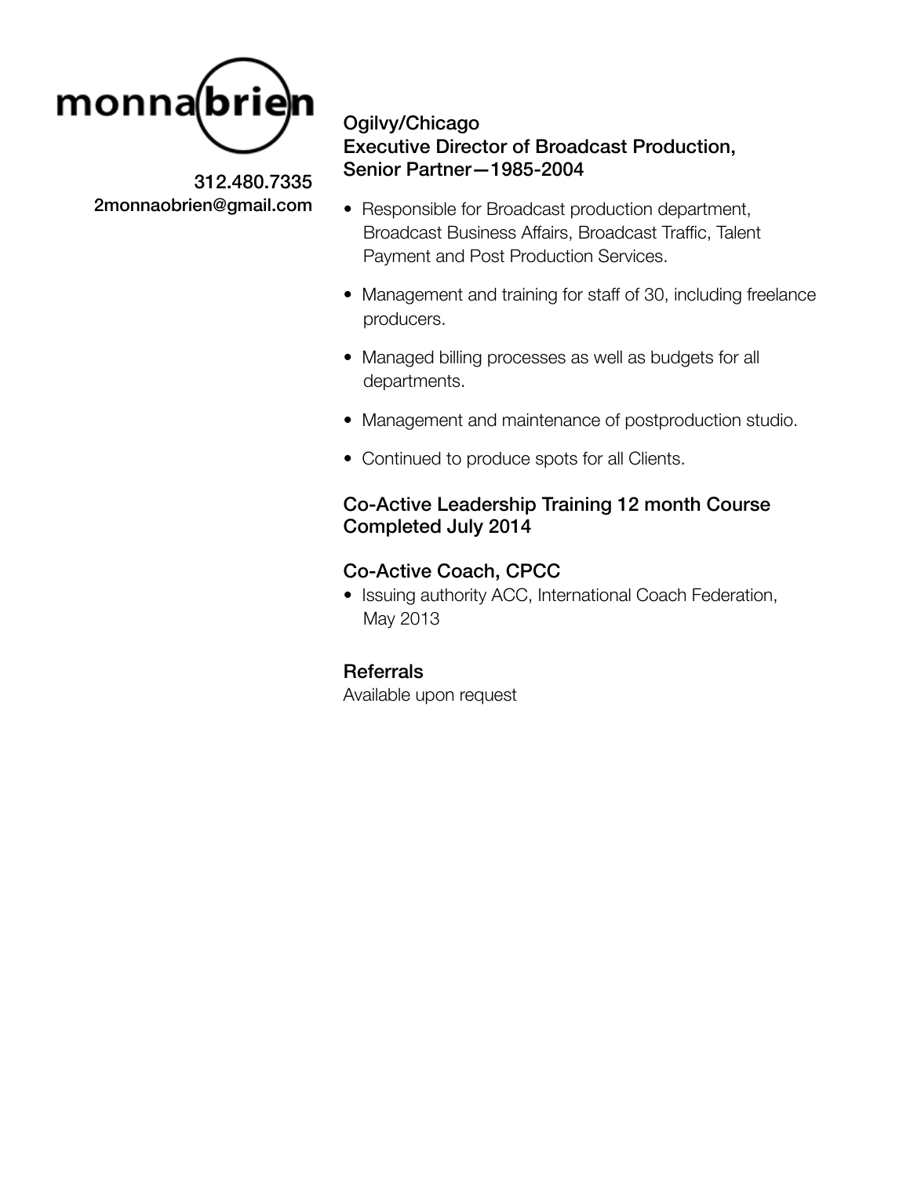monna brien

312.480.7335
2monnaobrien@gmail.com

### Ogilvy/Chicago
### Executive Director of Broadcast Production, Senior Partner—1985-2004

- Responsible for Broadcast production department, Broadcast Business Affairs, Broadcast Traffic, Talent Payment and Post Production Services.
- Management and training for staff of 30, including freelance producers.
- Managed billing processes as well as budgets for all departments.
- Management and maintenance of postproduction studio.
- Continued to produce spots for all Clients.

### Co-Active Leadership Training 12 month Course Completed July 2014

### Co-Active Coach, CPCC

- Issuing authority ACC, International Coach Federation, May 2013

### Referrals

Available upon request